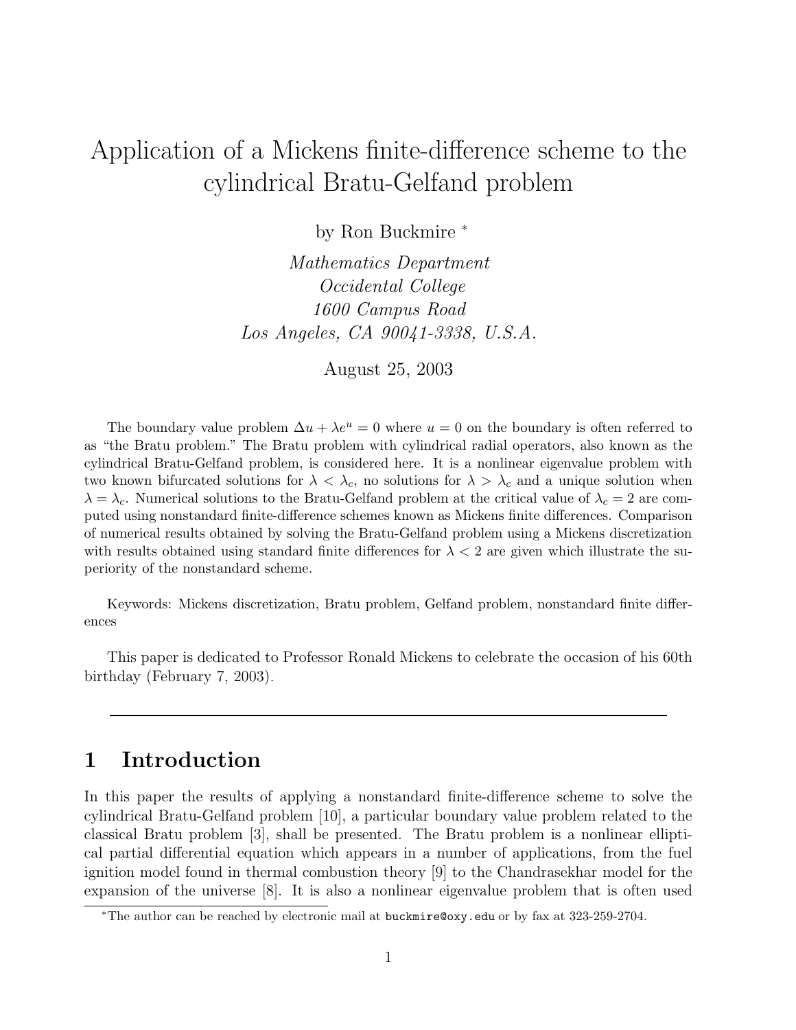# Application of a Mickens finite-difference scheme to the cylindrical Bratu-Gelfand problem

by Ron Buckmire [*]

*Mathematics Department*
*Occidental College*
*1600 Campus Road*
*Los Angeles, CA 90041-3338, U.S.A.*

August 25, 2003

The boundary value problem $\Delta u + \lambda e^u = 0$ where $u = 0$ on the boundary is often referred to as "the Bratu problem." The Bratu problem with cylindrical radial operators, also known as the cylindrical Bratu-Gelfand problem, is considered here. It is a nonlinear eigenvalue problem with two known bifurcated solutions for $\lambda < \lambda_c$, no solutions for $\lambda > \lambda_c$ and a unique solution when $\lambda = \lambda_c$. Numerical solutions to the Bratu-Gelfand problem at the critical value of $\lambda_c = 2$ are computed using nonstandard finite-difference schemes known as Mickens finite differences. Comparison of numerical results obtained by solving the Bratu-Gelfand problem using a Mickens discretization with results obtained using standard finite differences for $\lambda < 2$ are given which illustrate the superiority of the nonstandard scheme.

Keywords: Mickens discretization, Bratu problem, Gelfand problem, nonstandard finite differences

This paper is dedicated to Professor Ronald Mickens to celebrate the occasion of his 60th birthday (February 7, 2003).

---

## 1 Introduction

In this paper the results of applying a nonstandard finite-difference scheme to solve the cylindrical Bratu-Gelfand problem [10], a particular boundary value problem related to the classical Bratu problem [3], shall be presented. The Bratu problem is a nonlinear elliptical partial differential equation which appears in a number of applications, from the fuel ignition model found in thermal combustion theory [9] to the Chandrasekhar model for the expansion of the universe [8]. It is also a nonlinear eigenvalue problem that is often used

[*] The author can be reached by electronic mail at buckmire@oxy.edu or by fax at 323-259-2704.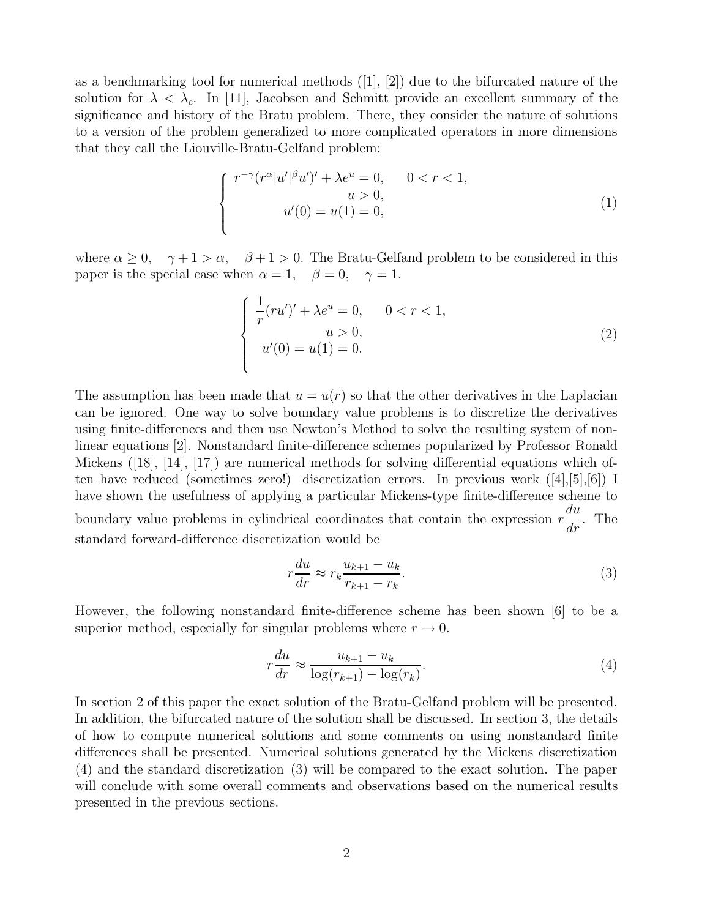as a benchmarking tool for numerical methods ([1], [2]) due to the bifurcated nature of the solution for $\lambda < \lambda_c$. In [11], Jacobsen and Schmitt provide an excellent summary of the significance and history of the Bratu problem. There, they consider the nature of solutions to a version of the problem generalized to more complicated operators in more dimensions that they call the Liouville-Bratu-Gelfand problem:

$$
\begin{cases}
r^{-\gamma}(r^{\alpha}|u'|^{\beta}u')' + \lambda e^{u} = 0, \qquad 0 < r < 1, \\
u > 0, \\
u'(0) = u(1) = 0,
\end{cases}
\tag{1}
$$

where $\alpha \geq 0, \quad \gamma + 1 > \alpha, \quad \beta + 1 > 0$. The Bratu-Gelfand problem to be considered in this paper is the special case when $\alpha = 1, \quad \beta = 0, \quad \gamma = 1$.

$$
\begin{cases}
\dfrac{1}{r}(ru')' + \lambda e^{u} = 0, \qquad 0 < r < 1, \\
u > 0, \\
u'(0) = u(1) = 0.
\end{cases}
\tag{2}
$$

The assumption has been made that $u = u(r)$ so that the other derivatives in the Laplacian can be ignored. One way to solve boundary value problems is to discretize the derivatives using finite-differences and then use Newton's Method to solve the resulting system of nonlinear equations [2]. Nonstandard finite-difference schemes popularized by Professor Ronald Mickens ([18], [14], [17]) are numerical methods for solving differential equations which often have reduced (sometimes zero!) discretization errors. In previous work ([4],[5],[6]) I have shown the usefulness of applying a particular Mickens-type finite-difference scheme to boundary value problems in cylindrical coordinates that contain the expression $r\dfrac{du}{dr}$. The standard forward-difference discretization would be

$$
r\frac{du}{dr} \approx r_k \frac{u_{k+1} - u_k}{r_{k+1} - r_k}. \tag{3}
$$

However, the following nonstandard finite-difference scheme has been shown [6] to be a superior method, especially for singular problems where $r \to 0$.

$$
r\frac{du}{dr} \approx \frac{u_{k+1} - u_k}{\log(r_{k+1}) - \log(r_k)}. \tag{4}
$$

In section 2 of this paper the exact solution of the Bratu-Gelfand problem will be presented. In addition, the bifurcated nature of the solution shall be discussed. In section 3, the details of how to compute numerical solutions and some comments on using nonstandard finite differences shall be presented. Numerical solutions generated by the Mickens discretization (4) and the standard discretization (3) will be compared to the exact solution. The paper will conclude with some overall comments and observations based on the numerical results presented in the previous sections.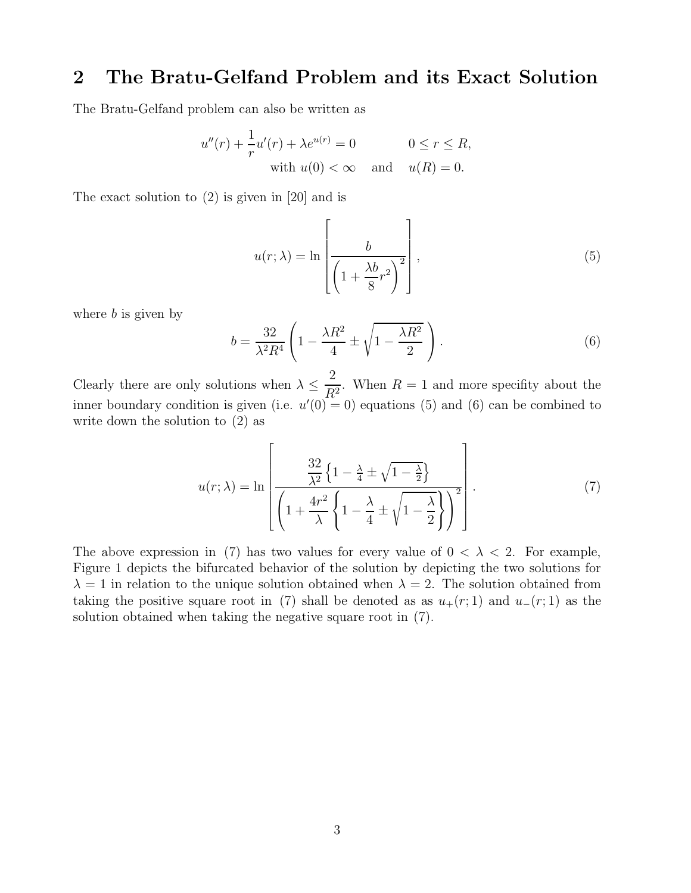## 2 The Bratu-Gelfand Problem and its Exact Solution

The Bratu-Gelfand problem can also be written as

$$u''(r) + \frac{1}{r}u'(r) + \lambda e^{u(r)} = 0 \qquad\qquad 0 \le r \le R,$$
$$\text{with } u(0) < \infty \quad \text{and} \quad u(R) = 0.$$

The exact solution to (2) is given in [20] and is

$$u(r;\lambda) = \ln\left[\frac{b}{\left(1 + \frac{\lambda b}{8}r^2\right)^2}\right], \tag{5}$$

where $b$ is given by

$$b = \frac{32}{\lambda^2 R^4}\left(1 - \frac{\lambda R^2}{4} \pm \sqrt{1 - \frac{\lambda R^2}{2}}\right). \tag{6}$$

Clearly there are only solutions when $\lambda \le \frac{2}{R^2}$. When $R = 1$ and more specifity about the inner boundary condition is given (i.e. $u'(0) = 0$) equations (5) and (6) can be combined to write down the solution to (2) as

$$u(r;\lambda) = \ln\left[\frac{\frac{32}{\lambda^2}\left\{1 - \frac{\lambda}{4} \pm \sqrt{1 - \frac{\lambda}{2}}\right\}}{\left(1 + \frac{4r^2}{\lambda}\left\{1 - \frac{\lambda}{4} \pm \sqrt{1 - \frac{\lambda}{2}}\right\}\right)^2}\right]. \tag{7}$$

The above expression in (7) has two values for every value of $0 < \lambda < 2$. For example, Figure 1 depicts the bifurcated behavior of the solution by depicting the two solutions for $\lambda = 1$ in relation to the unique solution obtained when $\lambda = 2$. The solution obtained from taking the positive square root in (7) shall be denoted as as $u_+(r;1)$ and $u_-(r;1)$ as the solution obtained when taking the negative square root in (7).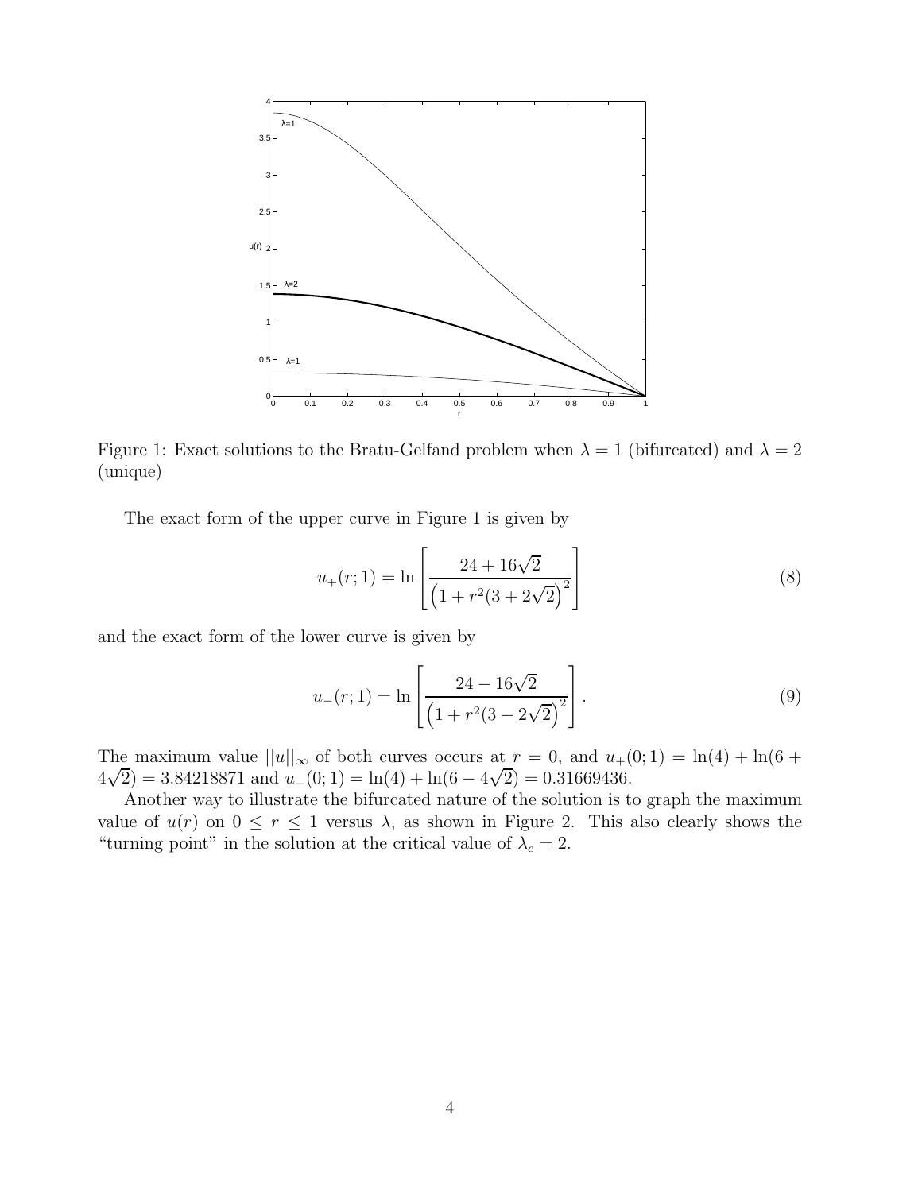Figure 1: Exact solutions to the Bratu-Gelfand problem when $\lambda = 1$ (bifurcated) and $\lambda = 2$ (unique)

The exact form of the upper curve in Figure 1 is given by

$$u_+(r; 1) = \ln \left[ \frac{24 + 16\sqrt{2}}{\left(1 + r^2(3 + 2\sqrt{2}\right)^2} \right] \tag{8}$$

and the exact form of the lower curve is given by

$$u_-(r; 1) = \ln \left[ \frac{24 - 16\sqrt{2}}{\left(1 + r^2(3 - 2\sqrt{2}\right)^2} \right]. \tag{9}$$

The maximum value $||u||_\infty$ of both curves occurs at $r = 0$, and $u_+(0; 1) = \ln(4) + \ln(6 + 4\sqrt{2}) = 3.84218871$ and $u_-(0; 1) = \ln(4) + \ln(6 - 4\sqrt{2}) = 0.31669436$.

Another way to illustrate the bifurcated nature of the solution is to graph the maximum value of $u(r)$ on $0 \leq r \leq 1$ versus $\lambda$, as shown in Figure 2. This also clearly shows the "turning point" in the solution at the critical value of $\lambda_c = 2$.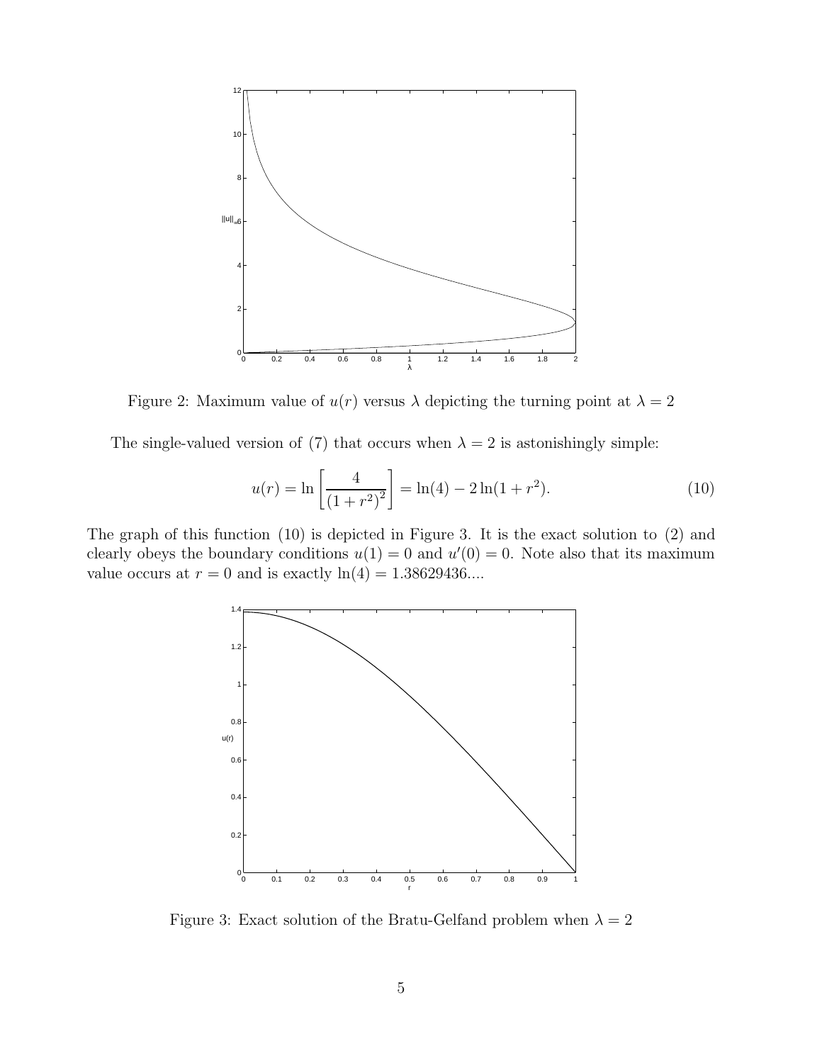Figure 2: Maximum value of $u(r)$ versus $\lambda$ depicting the turning point at $\lambda = 2$

The single-valued version of (7) that occurs when $\lambda = 2$ is astonishingly simple:

$$u(r) = \ln\left[\frac{4}{(1 + r^2)^2}\right] = \ln(4) - 2\ln(1 + r^2). \tag{10}$$

The graph of this function (10) is depicted in Figure 3. It is the exact solution to (2) and clearly obeys the boundary conditions $u(1) = 0$ and $u'(0) = 0$. Note also that its maximum value occurs at $r = 0$ and is exactly $\ln(4) = 1.38629436....$

Figure 3: Exact solution of the Bratu-Gelfand problem when $\lambda = 2$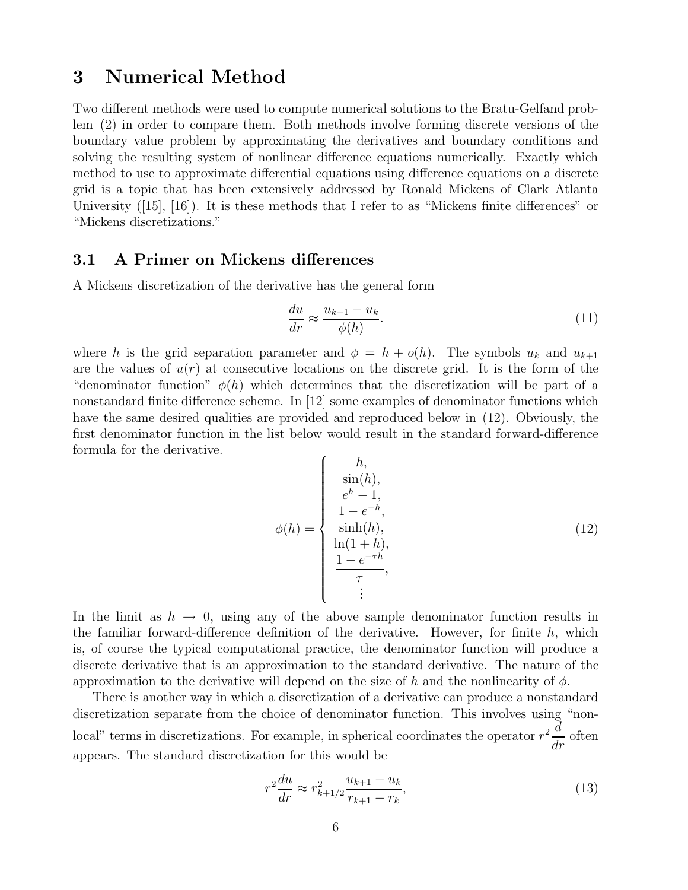# 3 Numerical Method

Two different methods were used to compute numerical solutions to the Bratu-Gelfand problem (2) in order to compare them. Both methods involve forming discrete versions of the boundary value problem by approximating the derivatives and boundary conditions and solving the resulting system of nonlinear difference equations numerically. Exactly which method to use to approximate differential equations using difference equations on a discrete grid is a topic that has been extensively addressed by Ronald Mickens of Clark Atlanta University ([15], [16]). It is these methods that I refer to as "Mickens finite differences" or "Mickens discretizations."

## 3.1 A Primer on Mickens differences

A Mickens discretization of the derivative has the general form

$$\frac{du}{dr} \approx \frac{u_{k+1} - u_k}{\phi(h)}. \tag{11}$$

where $h$ is the grid separation parameter and $\phi = h + o(h)$. The symbols $u_k$ and $u_{k+1}$ are the values of $u(r)$ at consecutive locations on the discrete grid. It is the form of the "denominator function" $\phi(h)$ which determines that the discretization will be part of a nonstandard finite difference scheme. In [12] some examples of denominator functions which have the same desired qualities are provided and reproduced below in (12). Obviously, the first denominator function in the list below would result in the standard forward-difference formula for the derivative.

$$\phi(h) = \begin{cases} h, \\ \sin(h), \\ e^h - 1, \\ 1 - e^{-h}, \\ \sinh(h), \\ \ln(1+h), \\ \dfrac{1 - e^{-\tau h}}{\tau}, \\ \vdots \end{cases} \tag{12}$$

In the limit as $h \to 0$, using any of the above sample denominator function results in the familiar forward-difference definition of the derivative. However, for finite $h$, which is, of course the typical computational practice, the denominator function will produce a discrete derivative that is an approximation to the standard derivative. The nature of the approximation to the derivative will depend on the size of $h$ and the nonlinearity of $\phi$.

There is another way in which a discretization of a derivative can produce a nonstandard discretization separate from the choice of denominator function. This involves using "non-local" terms in discretizations. For example, in spherical coordinates the operator $r^2 \dfrac{d}{dr}$ often appears. The standard discretization for this would be

$$r^2 \frac{du}{dr} \approx r_{k+1/2}^2 \frac{u_{k+1} - u_k}{r_{k+1} - r_k}, \tag{13}$$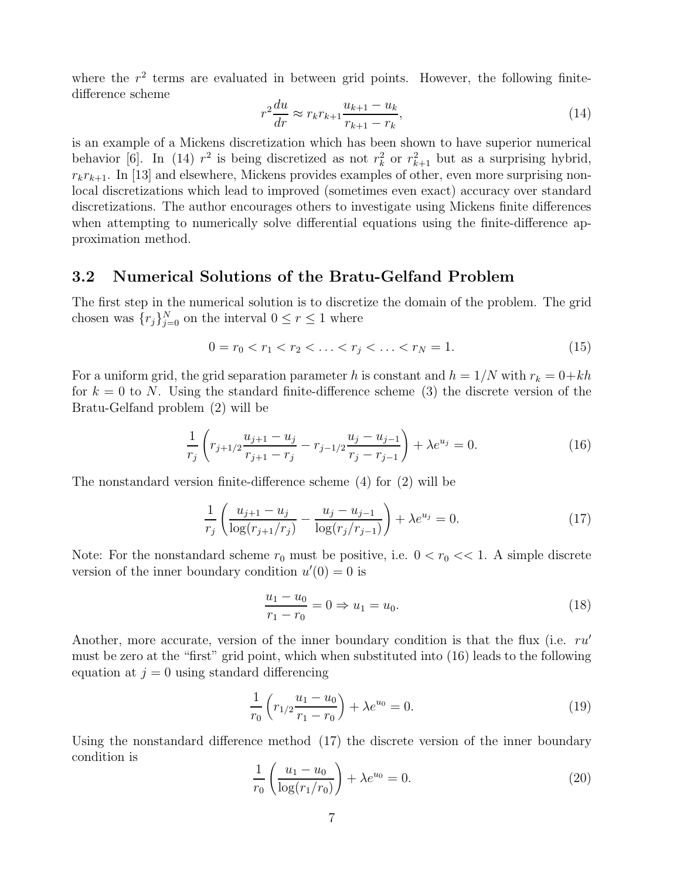where the $r^2$ terms are evaluated in between grid points. However, the following finite-difference scheme

$$r^2 \frac{du}{dr} \approx r_k r_{k+1} \frac{u_{k+1} - u_k}{r_{k+1} - r_k}, \tag{14}$$

is an example of a Mickens discretization which has been shown to have superior numerical behavior [6]. In (14) $r^2$ is being discretized as not $r_k^2$ or $r_{k+1}^2$ but as a surprising hybrid, $r_k r_{k+1}$. In [13] and elsewhere, Mickens provides examples of other, even more surprising non-local discretizations which lead to improved (sometimes even exact) accuracy over standard discretizations. The author encourages others to investigate using Mickens finite differences when attempting to numerically solve differential equations using the finite-difference approximation method.

## 3.2 Numerical Solutions of the Bratu-Gelfand Problem

The first step in the numerical solution is to discretize the domain of the problem. The grid chosen was $\{r_j\}_{j=0}^{N}$ on the interval $0 \leq r \leq 1$ where

$$0 = r_0 < r_1 < r_2 < \ldots < r_j < \ldots < r_N = 1. \tag{15}$$

For a uniform grid, the grid separation parameter $h$ is constant and $h = 1/N$ with $r_k = 0 + kh$ for $k = 0$ to $N$. Using the standard finite-difference scheme (3) the discrete version of the Bratu-Gelfand problem (2) will be

$$\frac{1}{r_j}\left(r_{j+1/2}\frac{u_{j+1} - u_j}{r_{j+1} - r_j} - r_{j-1/2}\frac{u_j - u_{j-1}}{r_j - r_{j-1}}\right) + \lambda e^{u_j} = 0. \tag{16}$$

The nonstandard version finite-difference scheme (4) for (2) will be

$$\frac{1}{r_j}\left(\frac{u_{j+1} - u_j}{\log(r_{j+1}/r_j)} - \frac{u_j - u_{j-1}}{\log(r_j/r_{j-1})}\right) + \lambda e^{u_j} = 0. \tag{17}$$

Note: For the nonstandard scheme $r_0$ must be positive, i.e. $0 < r_0 << 1$. A simple discrete version of the inner boundary condition $u'(0) = 0$ is

$$\frac{u_1 - u_0}{r_1 - r_0} = 0 \Rightarrow u_1 = u_0. \tag{18}$$

Another, more accurate, version of the inner boundary condition is that the flux (i.e. $ru'$ must be zero at the "first" grid point, which when substituted into (16) leads to the following equation at $j = 0$ using standard differencing

$$\frac{1}{r_0}\left(r_{1/2}\frac{u_1 - u_0}{r_1 - r_0}\right) + \lambda e^{u_0} = 0. \tag{19}$$

Using the nonstandard difference method (17) the discrete version of the inner boundary condition is

$$\frac{1}{r_0}\left(\frac{u_1 - u_0}{\log(r_1/r_0)}\right) + \lambda e^{u_0} = 0. \tag{20}$$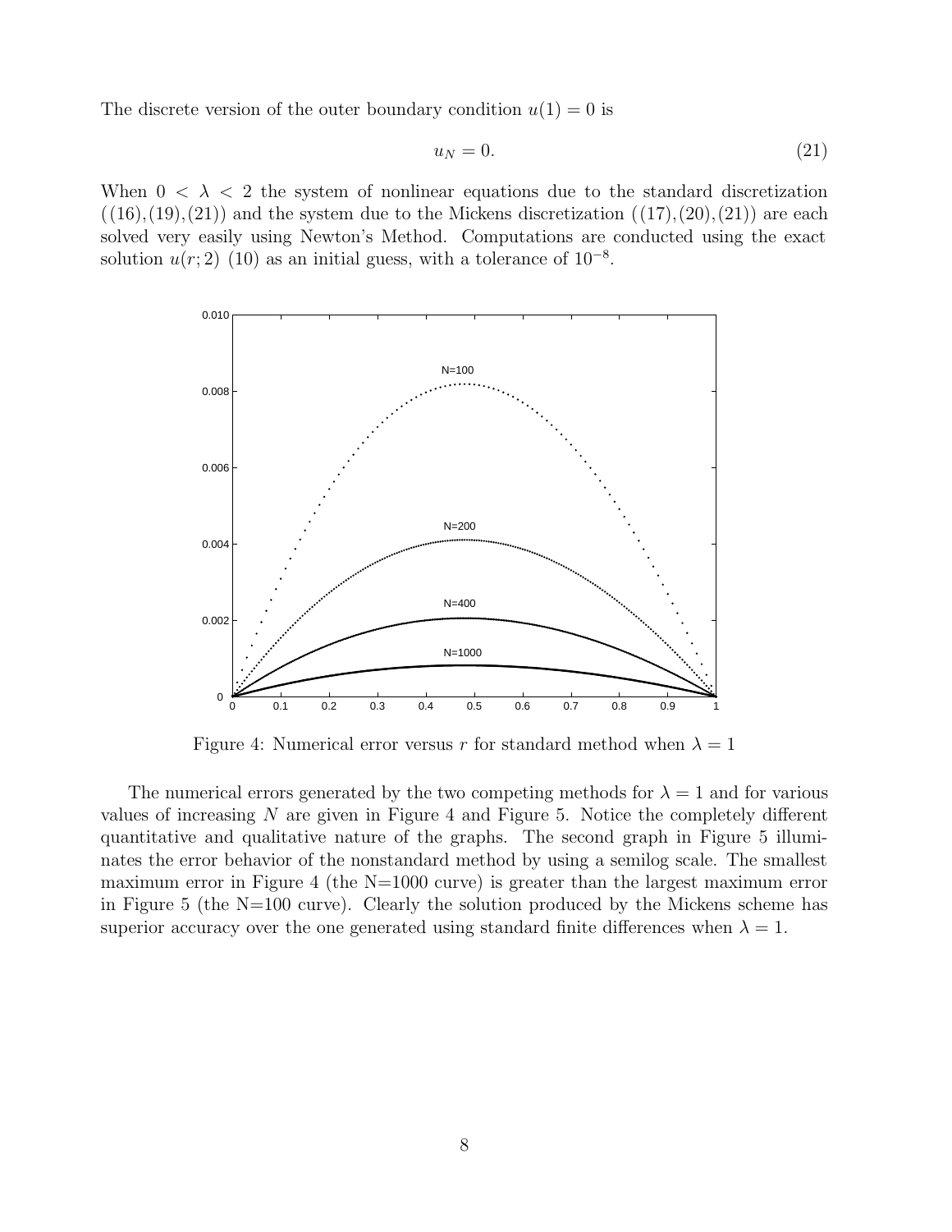The discrete version of the outer boundary condition $u(1) = 0$ is

$$u_N = 0. \tag{21}$$

When $0 < \lambda < 2$ the system of nonlinear equations due to the standard discretization ((16),(19),(21)) and the system due to the Mickens discretization ((17),(20),(21)) are each solved very easily using Newton's Method. Computations are conducted using the exact solution $u(r; 2)$ (10) as an initial guess, with a tolerance of $10^{-8}$.

Figure 4: Numerical error versus $r$ for standard method when $\lambda = 1$

The numerical errors generated by the two competing methods for $\lambda = 1$ and for various values of increasing $N$ are given in Figure 4 and Figure 5. Notice the completely different quantitative and qualitative nature of the graphs. The second graph in Figure 5 illuminates the error behavior of the nonstandard method by using a semilog scale. The smallest maximum error in Figure 4 (the N=1000 curve) is greater than the largest maximum error in Figure 5 (the N=100 curve). Clearly the solution produced by the Mickens scheme has superior accuracy over the one generated using standard finite differences when $\lambda = 1$.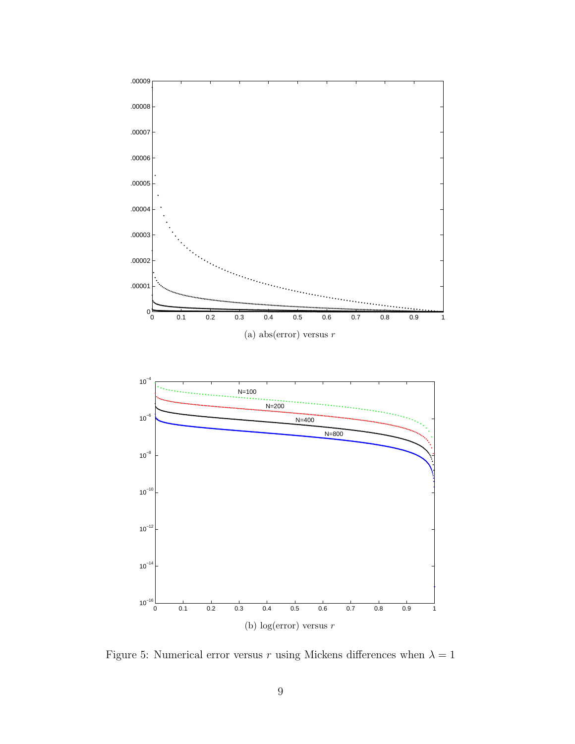(a) abs(error) versus $r$

(b) log(error) versus $r$

Figure 5: Numerical error versus $r$ using Mickens differences when $\lambda = 1$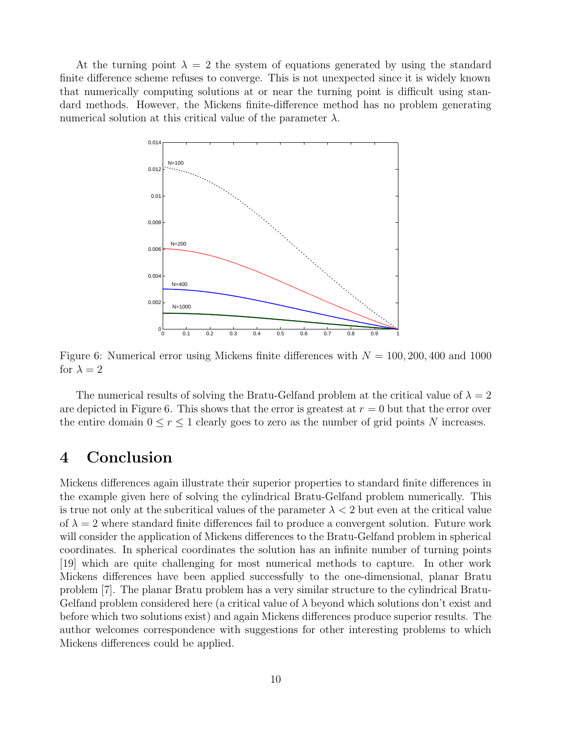At the turning point $\lambda = 2$ the system of equations generated by using the standard finite difference scheme refuses to converge. This is not unexpected since it is widely known that numerically computing solutions at or near the turning point is difficult using standard methods. However, the Mickens finite-difference method has no problem generating numerical solution at this critical value of the parameter $\lambda$.

Figure 6: Numerical error using Mickens finite differences with $N = 100, 200, 400$ and $1000$ for $\lambda = 2$

The numerical results of solving the Bratu-Gelfand problem at the critical value of $\lambda = 2$ are depicted in Figure 6. This shows that the error is greatest at $r = 0$ but that the error over the entire domain $0 \leq r \leq 1$ clearly goes to zero as the number of grid points $N$ increases.

# 4 Conclusion

Mickens differences again illustrate their superior properties to standard finite differences in the example given here of solving the cylindrical Bratu-Gelfand problem numerically. This is true not only at the subcritical values of the parameter $\lambda < 2$ but even at the critical value of $\lambda = 2$ where standard finite differences fail to produce a convergent solution. Future work will consider the application of Mickens differences to the Bratu-Gelfand problem in spherical coordinates. In spherical coordinates the solution has an infinite number of turning points [19] which are quite challenging for most numerical methods to capture. In other work Mickens differences have been applied successfully to the one-dimensional, planar Bratu problem [7]. The planar Bratu problem has a very similar structure to the cylindrical Bratu-Gelfand problem considered here (a critical value of $\lambda$ beyond which solutions don't exist and before which two solutions exist) and again Mickens differences produce superior results. The author welcomes correspondence with suggestions for other interesting problems to which Mickens differences could be applied.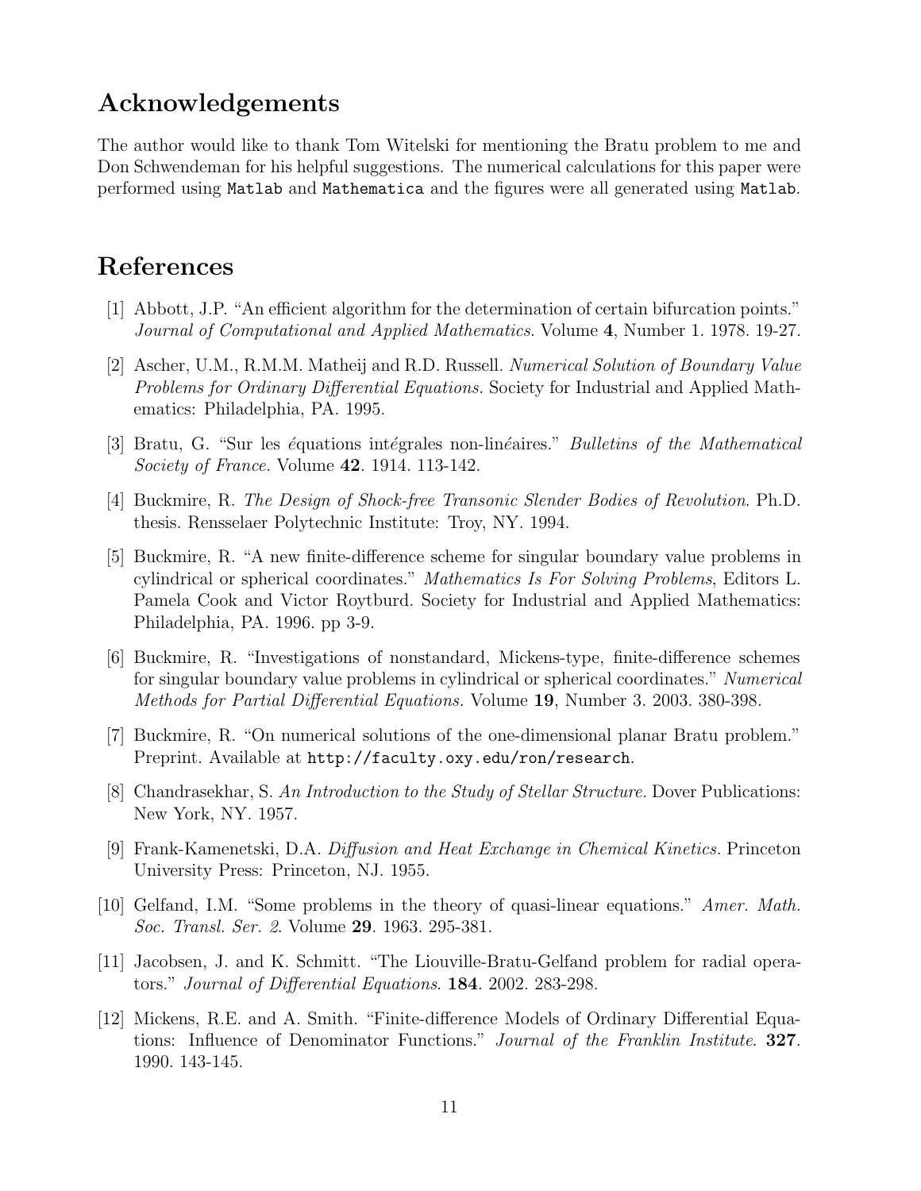## Acknowledgements

The author would like to thank Tom Witelski for mentioning the Bratu problem to me and Don Schwendeman for his helpful suggestions. The numerical calculations for this paper were performed using `Matlab` and `Mathematica` and the figures were all generated using `Matlab`.

## References

[1] Abbott, J.P. "An efficient algorithm for the determination of certain bifurcation points." *Journal of Computational and Applied Mathematics*. Volume **4**, Number 1. 1978. 19-27.

[2] Ascher, U.M., R.M.M. Matheij and R.D. Russell. *Numerical Solution of Boundary Value Problems for Ordinary Differential Equations.* Society for Industrial and Applied Mathematics: Philadelphia, PA. 1995.

[3] Bratu, G. "Sur les *é*quations int*é*grales non-lin*é*aires." *Bulletins of the Mathematical Society of France.* Volume **42**. 1914. 113-142.

[4] Buckmire, R. *The Design of Shock-free Transonic Slender Bodies of Revolution*. Ph.D. thesis. Rensselaer Polytechnic Institute: Troy, NY. 1994.

[5] Buckmire, R. "A new finite-difference scheme for singular boundary value problems in cylindrical or spherical coordinates." *Mathematics Is For Solving Problems*, Editors L. Pamela Cook and Victor Roytburd. Society for Industrial and Applied Mathematics: Philadelphia, PA. 1996. pp 3-9.

[6] Buckmire, R. "Investigations of nonstandard, Mickens-type, finite-difference schemes for singular boundary value problems in cylindrical or spherical coordinates." *Numerical Methods for Partial Differential Equations.* Volume **19**, Number 3. 2003. 380-398.

[7] Buckmire, R. "On numerical solutions of the one-dimensional planar Bratu problem." Preprint. Available at `http://faculty.oxy.edu/ron/research`.

[8] Chandrasekhar, S. *An Introduction to the Study of Stellar Structure.* Dover Publications: New York, NY. 1957.

[9] Frank-Kamenetski, D.A. *Diffusion and Heat Exchange in Chemical Kinetics.* Princeton University Press: Princeton, NJ. 1955.

[10] Gelfand, I.M. "Some problems in the theory of quasi-linear equations." *Amer. Math. Soc. Transl. Ser. 2*. Volume **29**. 1963. 295-381.

[11] Jacobsen, J. and K. Schmitt. "The Liouville-Bratu-Gelfand problem for radial operators." *Journal of Differential Equations*. **184**. 2002. 283-298.

[12] Mickens, R.E. and A. Smith. "Finite-difference Models of Ordinary Differential Equations: Influence of Denominator Functions." *Journal of the Franklin Institute*. **327**. 1990. 143-145.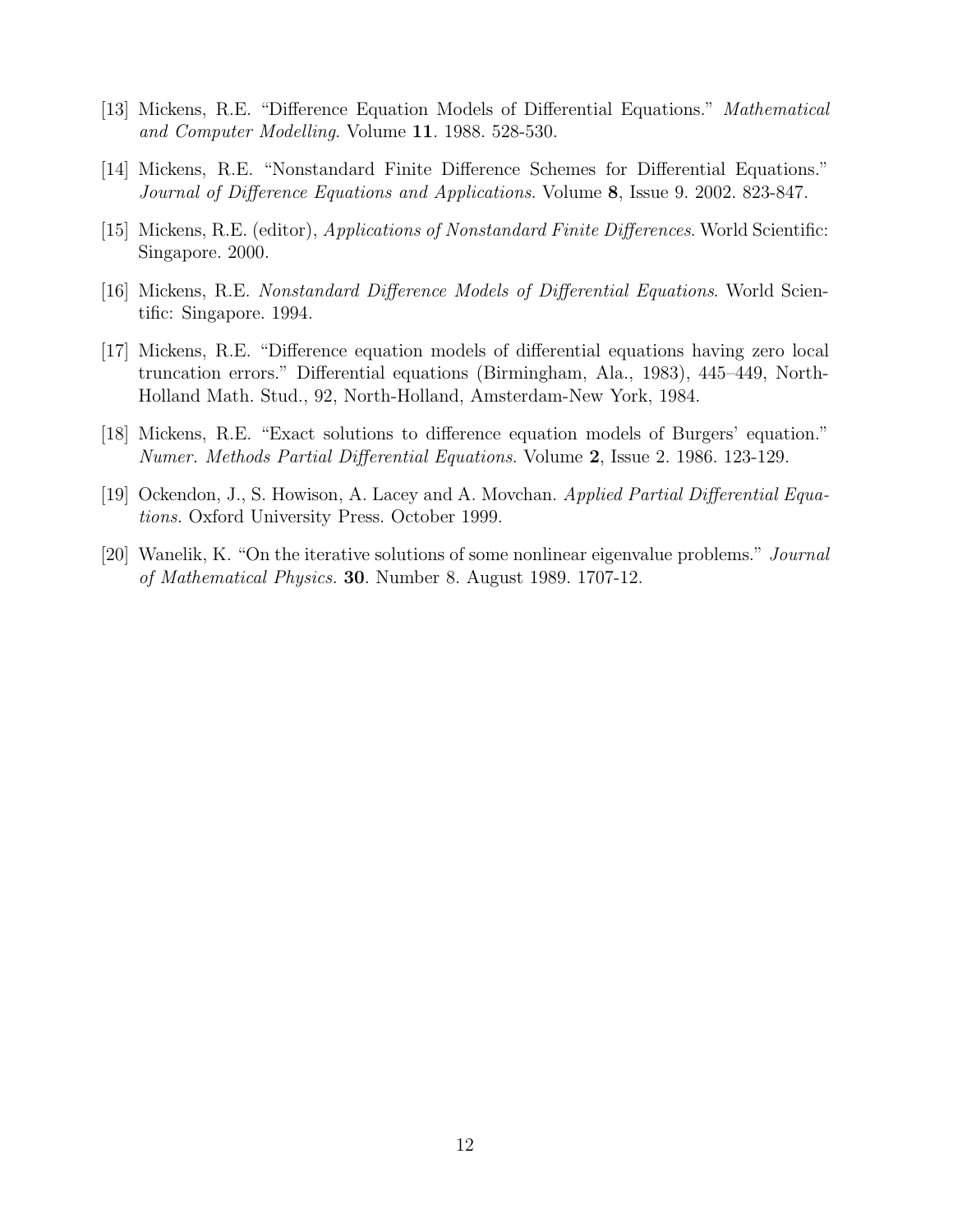[13] Mickens, R.E. "Difference Equation Models of Differential Equations." *Mathematical and Computer Modelling*. Volume **11**. 1988. 528-530.

[14] Mickens, R.E. "Nonstandard Finite Difference Schemes for Differential Equations." *Journal of Difference Equations and Applications*. Volume **8**, Issue 9. 2002. 823-847.

[15] Mickens, R.E. (editor), *Applications of Nonstandard Finite Differences*. World Scientific: Singapore. 2000.

[16] Mickens, R.E. *Nonstandard Difference Models of Differential Equations*. World Scientific: Singapore. 1994.

[17] Mickens, R.E. "Difference equation models of differential equations having zero local truncation errors." Differential equations (Birmingham, Ala., 1983), 445–449, North-Holland Math. Stud., 92, North-Holland, Amsterdam-New York, 1984.

[18] Mickens, R.E. "Exact solutions to difference equation models of Burgers' equation." *Numer. Methods Partial Differential Equations*. Volume **2**, Issue 2. 1986. 123-129.

[19] Ockendon, J., S. Howison, A. Lacey and A. Movchan. *Applied Partial Differential Equations*. Oxford University Press. October 1999.

[20] Wanelik, K. "On the iterative solutions of some nonlinear eigenvalue problems." *Journal of Mathematical Physics*. **30**. Number 8. August 1989. 1707-12.